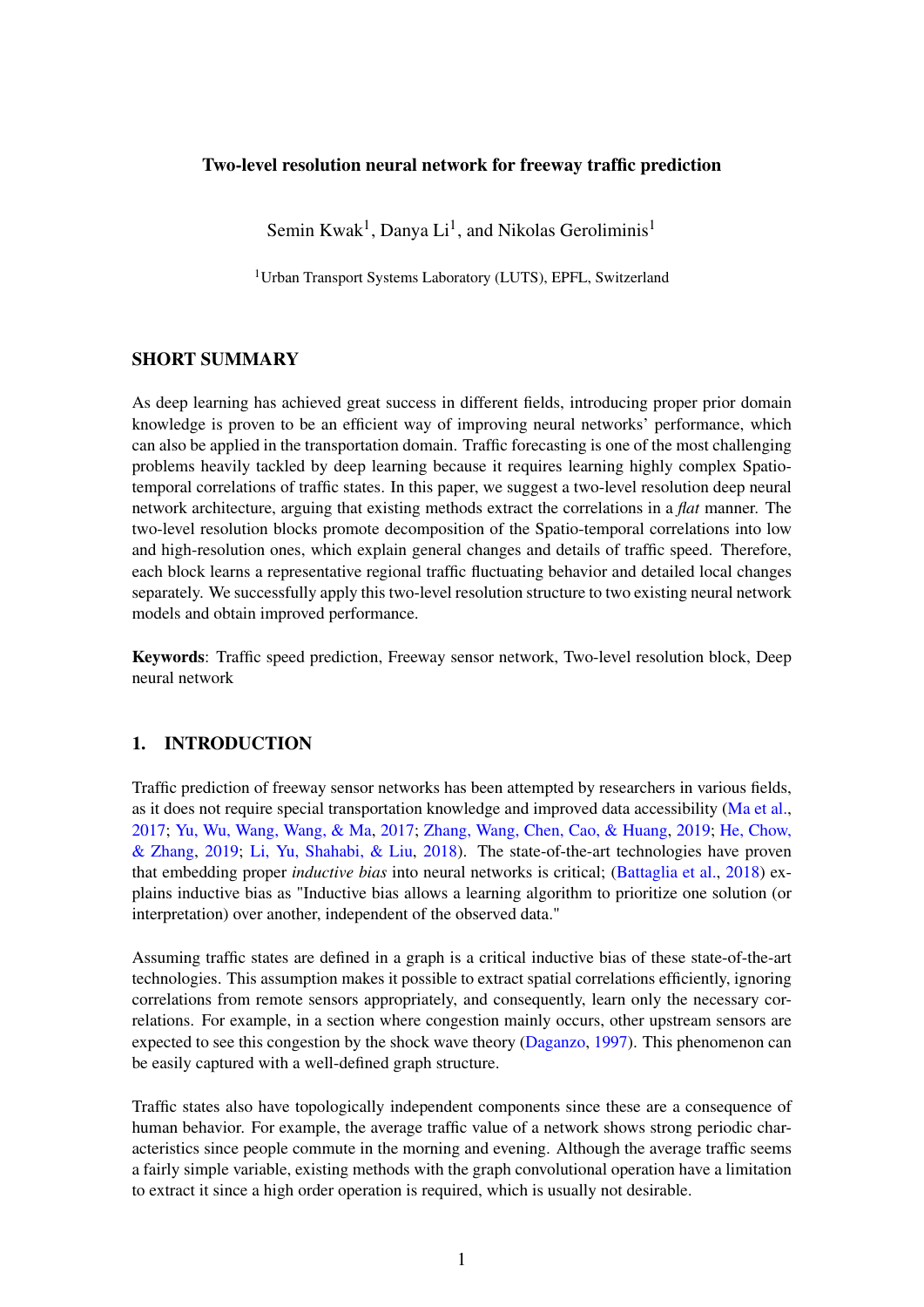# Two-level resolution neural network for freeway traffic prediction

Semin Kwak[1], Danya Li[1], and Nikolas Geroliminis[1]

[1]Urban Transport Systems Laboratory (LUTS), EPFL, Switzerland

## SHORT SUMMARY

As deep learning has achieved great success in different fields, introducing proper prior domain knowledge is proven to be an efficient way of improving neural networks' performance, which can also be applied in the transportation domain. Traffic forecasting is one of the most challenging problems heavily tackled by deep learning because it requires learning highly complex Spatio-temporal correlations of traffic states. In this paper, we suggest a two-level resolution deep neural network architecture, arguing that existing methods extract the correlations in a *flat* manner. The two-level resolution blocks promote decomposition of the Spatio-temporal correlations into low and high-resolution ones, which explain general changes and details of traffic speed. Therefore, each block learns a representative regional traffic fluctuating behavior and detailed local changes separately. We successfully apply this two-level resolution structure to two existing neural network models and obtain improved performance.

**Keywords**: Traffic speed prediction, Freeway sensor network, Two-level resolution block, Deep neural network

## 1. INTRODUCTION

Traffic prediction of freeway sensor networks has been attempted by researchers in various fields, as it does not require special transportation knowledge and improved data accessibility (Ma et al., 2017; Yu, Wu, Wang, Wang, & Ma, 2017; Zhang, Wang, Chen, Cao, & Huang, 2019; He, Chow, & Zhang, 2019; Li, Yu, Shahabi, & Liu, 2018). The state-of-the-art technologies have proven that embedding proper *inductive bias* into neural networks is critical; (Battaglia et al., 2018) explains inductive bias as "Inductive bias allows a learning algorithm to prioritize one solution (or interpretation) over another, independent of the observed data."

Assuming traffic states are defined in a graph is a critical inductive bias of these state-of-the-art technologies. This assumption makes it possible to extract spatial correlations efficiently, ignoring correlations from remote sensors appropriately, and consequently, learn only the necessary correlations. For example, in a section where congestion mainly occurs, other upstream sensors are expected to see this congestion by the shock wave theory (Daganzo, 1997). This phenomenon can be easily captured with a well-defined graph structure.

Traffic states also have topologically independent components since these are a consequence of human behavior. For example, the average traffic value of a network shows strong periodic characteristics since people commute in the morning and evening. Although the average traffic seems a fairly simple variable, existing methods with the graph convolutional operation have a limitation to extract it since a high order operation is required, which is usually not desirable.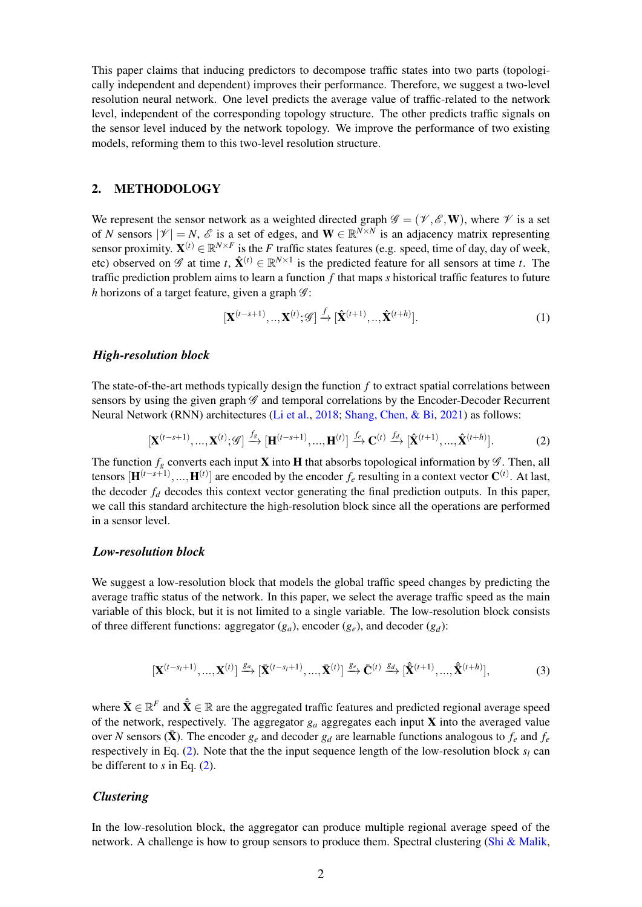This paper claims that inducing predictors to decompose traffic states into two parts (topologically independent and dependent) improves their performance. Therefore, we suggest a two-level resolution neural network. One level predicts the average value of traffic-related to the network level, independent of the corresponding topology structure. The other predicts traffic signals on the sensor level induced by the network topology. We improve the performance of two existing models, reforming them to this two-level resolution structure.

## 2. METHODOLOGY

We represent the sensor network as a weighted directed graph $\mathscr{G} = (\mathscr{V}, \mathscr{E}, \mathbf{W})$, where $\mathscr{V}$ is a set of $N$ sensors $|\mathscr{V}| = N$, $\mathscr{E}$ is a set of edges, and $\mathbf{W} \in \mathbb{R}^{N \times N}$ is an adjacency matrix representing sensor proximity. $\mathbf{X}^{(t)} \in \mathbb{R}^{N \times F}$ is the $F$ traffic states features (e.g. speed, time of day, day of week, etc) observed on $\mathscr{G}$ at time $t$, $\hat{\mathbf{X}}^{(t)} \in \mathbb{R}^{N \times 1}$ is the predicted feature for all sensors at time $t$. The traffic prediction problem aims to learn a function $f$ that maps $s$ historical traffic features to future $h$ horizons of a target feature, given a graph $\mathscr{G}$:

$$[\mathbf{X}^{(t-s+1)}, ..., \mathbf{X}^{(t)}; \mathscr{G}] \xrightarrow{f} [\hat{\mathbf{X}}^{(t+1)}, ..., \hat{\mathbf{X}}^{(t+h)}]. \tag{1}$$

### *High-resolution block*

The state-of-the-art methods typically design the function $f$ to extract spatial correlations between sensors by using the given graph $\mathscr{G}$ and temporal correlations by the Encoder-Decoder Recurrent Neural Network (RNN) architectures (Li et al., 2018; Shang, Chen, & Bi, 2021) as follows:

$$[\mathbf{X}^{(t-s+1)}, ..., \mathbf{X}^{(t)}; \mathscr{G}] \xrightarrow{f_g} [\mathbf{H}^{(t-s+1)}, ..., \mathbf{H}^{(t)}] \xrightarrow{f_e} \mathbf{C}^{(t)} \xrightarrow{f_d} [\hat{\mathbf{X}}^{(t+1)}, ..., \hat{\mathbf{X}}^{(t+h)}]. \tag{2}$$

The function $f_g$ converts each input $\mathbf{X}$ into $\mathbf{H}$ that absorbs topological information by $\mathscr{G}$. Then, all tensors $[\mathbf{H}^{(t-s+1)}, ..., \mathbf{H}^{(t)}]$ are encoded by the encoder $f_e$ resulting in a context vector $\mathbf{C}^{(t)}$. At last, the decoder $f_d$ decodes this context vector generating the final prediction outputs. In this paper, we call this standard architecture the high-resolution block since all the operations are performed in a sensor level.

### *Low-resolution block*

We suggest a low-resolution block that models the global traffic speed changes by predicting the average traffic status of the network. In this paper, we select the average traffic speed as the main variable of this block, but it is not limited to a single variable. The low-resolution block consists of three different functions: aggregator ($g_a$), encoder ($g_e$), and decoder ($g_d$):

$$[\mathbf{X}^{(t-s_l+1)}, ..., \mathbf{X}^{(t)}] \xrightarrow{g_a} [\bar{\mathbf{X}}^{(t-s_l+1)}, ..., \bar{\mathbf{X}}^{(t)}] \xrightarrow{g_e} \bar{\mathbf{C}}^{(t)} \xrightarrow{g_d} [\hat{\bar{\mathbf{X}}}^{(t+1)}, ..., \hat{\bar{\mathbf{X}}}^{(t+h)}], \tag{3}$$

where $\bar{\mathbf{X}} \in \mathbb{R}^F$ and $\hat{\bar{\mathbf{X}}} \in \mathbb{R}$ are the aggregated traffic features and predicted regional average speed of the network, respectively. The aggregator $g_a$ aggregates each input $\mathbf{X}$ into the averaged value over $N$ sensors ($\bar{\mathbf{X}}$). The encoder $g_e$ and decoder $g_d$ are learnable functions analogous to $f_e$ and $f_e$ respectively in Eq. (2). Note that the the input sequence length of the low-resolution block $s_l$ can be different to $s$ in Eq. (2).

### *Clustering*

In the low-resolution block, the aggregator can produce multiple regional average speed of the network. A challenge is how to group sensors to produce them. Spectral clustering (Shi & Malik,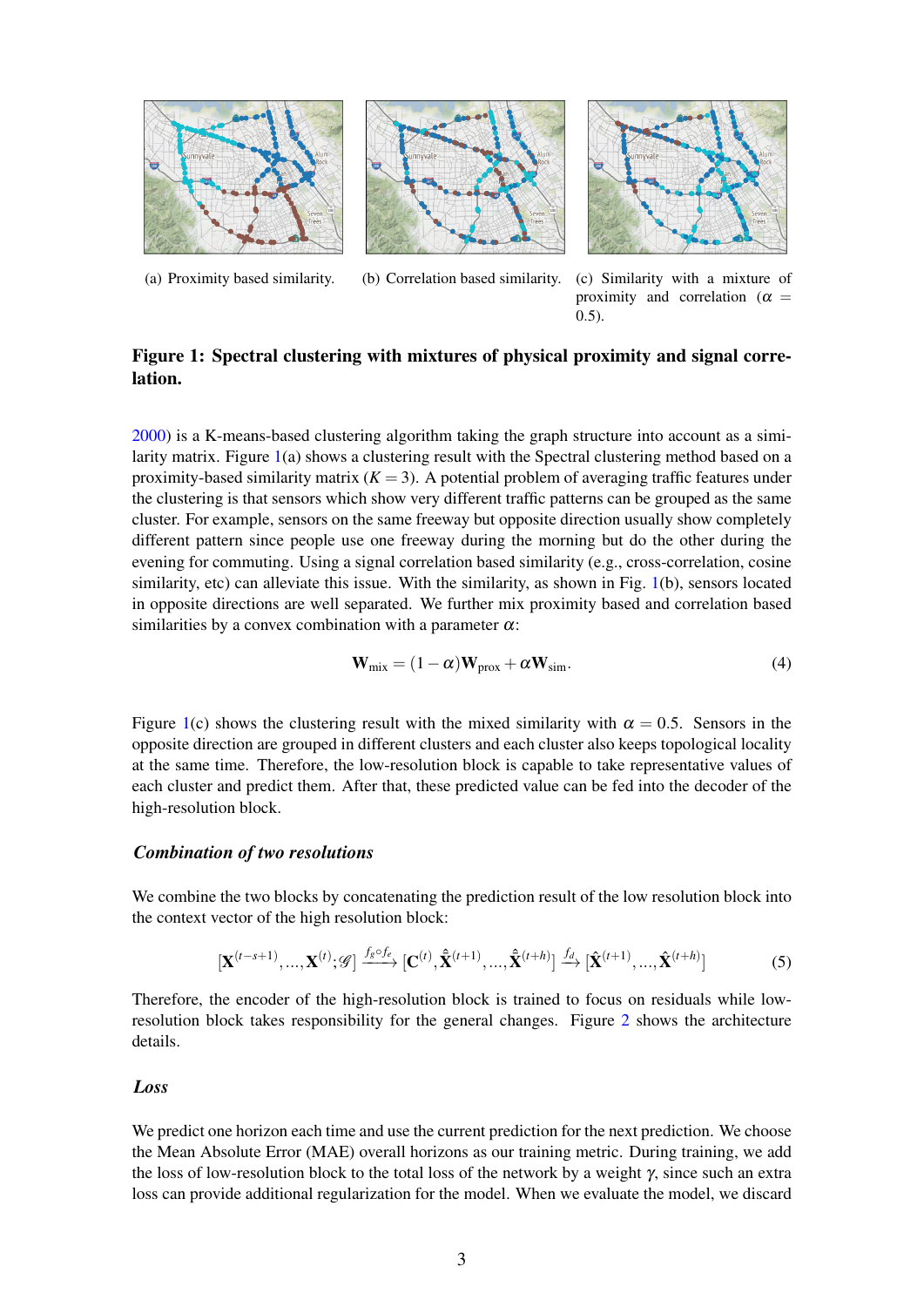(a) Proximity based similarity.

(b) Correlation based similarity.

(c) Similarity with a mixture of proximity and correlation ($\alpha = 0.5$).

**Figure 1: Spectral clustering with mixtures of physical proximity and signal correlation.**

2000) is a K-means-based clustering algorithm taking the graph structure into account as a similarity matrix. Figure 1(a) shows a clustering result with the Spectral clustering method based on a proximity-based similarity matrix ($K = 3$). A potential problem of averaging traffic features under the clustering is that sensors which show very different traffic patterns can be grouped as the same cluster. For example, sensors on the same freeway but opposite direction usually show completely different pattern since people use one freeway during the morning but do the other during the evening for commuting. Using a signal correlation based similarity (e.g., cross-correlation, cosine similarity, etc) can alleviate this issue. With the similarity, as shown in Fig. 1(b), sensors located in opposite directions are well separated. We further mix proximity based and correlation based similarities by a convex combination with a parameter $\alpha$:

$$\mathbf{W}_{\text{mix}} = (1-\alpha)\mathbf{W}_{\text{prox}} + \alpha \mathbf{W}_{\text{sim}}. \tag{4}$$

Figure 1(c) shows the clustering result with the mixed similarity with $\alpha = 0.5$. Sensors in the opposite direction are grouped in different clusters and each cluster also keeps topological locality at the same time. Therefore, the low-resolution block is capable to take representative values of each cluster and predict them. After that, these predicted value can be fed into the decoder of the high-resolution block.

### *Combination of two resolutions*

We combine the two blocks by concatenating the prediction result of the low resolution block into the context vector of the high resolution block:

$$[\mathbf{X}^{(t-s+1)}, \ldots, \mathbf{X}^{(t)}; \mathscr{G}] \xrightarrow{f_g \circ f_e} [\mathbf{C}^{(t)}, \hat{\hat{\mathbf{X}}}^{(t+1)}, \ldots, \hat{\hat{\mathbf{X}}}^{(t+h)}] \xrightarrow{f_d} [\hat{\mathbf{X}}^{(t+1)}, \ldots, \hat{\mathbf{X}}^{(t+h)}] \tag{5}$$

Therefore, the encoder of the high-resolution block is trained to focus on residuals while low-resolution block takes responsibility for the general changes. Figure 2 shows the architecture details.

### *Loss*

We predict one horizon each time and use the current prediction for the next prediction. We choose the Mean Absolute Error (MAE) overall horizons as our training metric. During training, we add the loss of low-resolution block to the total loss of the network by a weight $\gamma$, since such an extra loss can provide additional regularization for the model. When we evaluate the model, we discard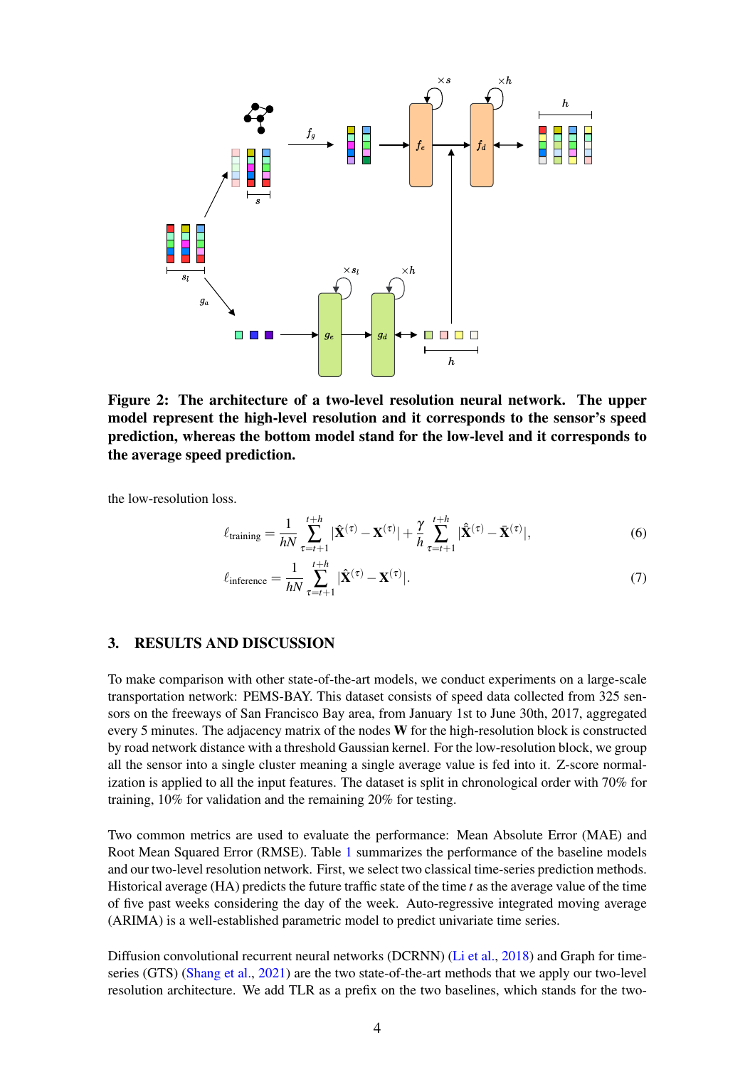**Figure 2: The architecture of a two-level resolution neural network. The upper model represent the high-level resolution and it corresponds to the sensor's speed prediction, whereas the bottom model stand for the low-level and it corresponds to the average speed prediction.**

the low-resolution loss.

$$\ell_{\text{training}} = \frac{1}{hN} \sum_{\tau=t+1}^{t+h} |\hat{\mathbf{X}}^{(\tau)} - \mathbf{X}^{(\tau)}| + \frac{\gamma}{h} \sum_{\tau=t+1}^{t+h} |\hat{\bar{\mathbf{X}}}^{(\tau)} - \bar{\mathbf{X}}^{(\tau)}|, \tag{6}$$

$$\ell_{\text{inference}} = \frac{1}{hN} \sum_{\tau=t+1}^{t+h} |\hat{\mathbf{X}}^{(\tau)} - \mathbf{X}^{(\tau)}|. \tag{7}$$

## 3. RESULTS AND DISCUSSION

To make comparison with other state-of-the-art models, we conduct experiments on a large-scale transportation network: PEMS-BAY. This dataset consists of speed data collected from 325 sensors on the freeways of San Francisco Bay area, from January 1st to June 30th, 2017, aggregated every 5 minutes. The adjacency matrix of the nodes $\mathbf{W}$ for the high-resolution block is constructed by road network distance with a threshold Gaussian kernel. For the low-resolution block, we group all the sensor into a single cluster meaning a single average value is fed into it. Z-score normalization is applied to all the input features. The dataset is split in chronological order with 70% for training, 10% for validation and the remaining 20% for testing.

Two common metrics are used to evaluate the performance: Mean Absolute Error (MAE) and Root Mean Squared Error (RMSE). Table 1 summarizes the performance of the baseline models and our two-level resolution network. First, we select two classical time-series prediction methods. Historical average (HA) predicts the future traffic state of the time $t$ as the average value of the time of five past weeks considering the day of the week. Auto-regressive integrated moving average (ARIMA) is a well-established parametric model to predict univariate time series.

Diffusion convolutional recurrent neural networks (DCRNN) (Li et al., 2018) and Graph for time-series (GTS) (Shang et al., 2021) are the two state-of-the-art methods that we apply our two-level resolution architecture. We add TLR as a prefix on the two baselines, which stands for the two-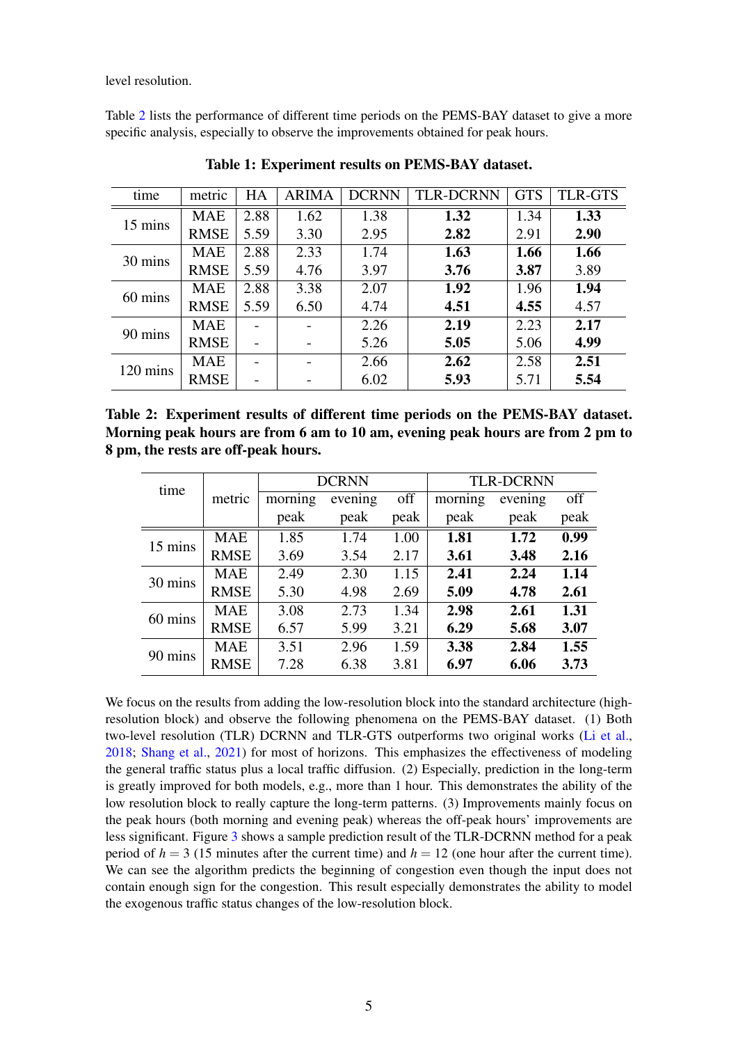level resolution.

Table 2 lists the performance of different time periods on the PEMS-BAY dataset to give a more specific analysis, especially to observe the improvements obtained for peak hours.

**Table 1: Experiment results on PEMS-BAY dataset.**

| time | metric | HA | ARIMA | DCRNN | TLR-DCRNN | GTS | TLR-GTS |
|---|---|---|---|---|---|---|---|
| 15 mins | MAE | 2.88 | 1.62 | 1.38 | **1.32** | 1.34 | **1.33** |
| | RMSE | 5.59 | 3.30 | 2.95 | **2.82** | 2.91 | **2.90** |
| 30 mins | MAE | 2.88 | 2.33 | 1.74 | **1.63** | **1.66** | **1.66** |
| | RMSE | 5.59 | 4.76 | 3.97 | **3.76** | **3.87** | 3.89 |
| 60 mins | MAE | 2.88 | 3.38 | 2.07 | **1.92** | 1.96 | **1.94** |
| | RMSE | 5.59 | 6.50 | 4.74 | **4.51** | **4.55** | 4.57 |
| 90 mins | MAE | - | - | 2.26 | **2.19** | 2.23 | **2.17** |
| | RMSE | - | - | 5.26 | **5.05** | 5.06 | **4.99** |
| 120 mins | MAE | - | - | 2.66 | **2.62** | 2.58 | **2.51** |
| | RMSE | - | - | 6.02 | **5.93** | 5.71 | **5.54** |

**Table 2: Experiment results of different time periods on the PEMS-BAY dataset. Morning peak hours are from 6 am to 10 am, evening peak hours are from 2 pm to 8 pm, the rests are off-peak hours.**

| time | metric | DCRNN | | | TLR-DCRNN | | |
|---|---|---|---|---|---|---|---|
| | | morning peak | evening peak | off peak | morning peak | evening peak | off peak |
| 15 mins | MAE | 1.85 | 1.74 | 1.00 | **1.81** | **1.72** | **0.99** |
| | RMSE | 3.69 | 3.54 | 2.17 | **3.61** | **3.48** | **2.16** |
| 30 mins | MAE | 2.49 | 2.30 | 1.15 | **2.41** | **2.24** | **1.14** |
| | RMSE | 5.30 | 4.98 | 2.69 | **5.09** | **4.78** | **2.61** |
| 60 mins | MAE | 3.08 | 2.73 | 1.34 | **2.98** | **2.61** | **1.31** |
| | RMSE | 6.57 | 5.99 | 3.21 | **6.29** | **5.68** | **3.07** |
| 90 mins | MAE | 3.51 | 2.96 | 1.59 | **3.38** | **2.84** | **1.55** |
| | RMSE | 7.28 | 6.38 | 3.81 | **6.97** | **6.06** | **3.73** |

We focus on the results from adding the low-resolution block into the standard architecture (high-resolution block) and observe the following phenomena on the PEMS-BAY dataset. (1) Both two-level resolution (TLR) DCRNN and TLR-GTS outperforms two original works (Li et al., 2018; Shang et al., 2021) for most of horizons. This emphasizes the effectiveness of modeling the general traffic status plus a local traffic diffusion. (2) Especially, prediction in the long-term is greatly improved for both models, e.g., more than 1 hour. This demonstrates the ability of the low resolution block to really capture the long-term patterns. (3) Improvements mainly focus on the peak hours (both morning and evening peak) whereas the off-peak hours' improvements are less significant. Figure 3 shows a sample prediction result of the TLR-DCRNN method for a peak period of $h = 3$ (15 minutes after the current time) and $h = 12$ (one hour after the current time). We can see the algorithm predicts the beginning of congestion even though the input does not contain enough sign for the congestion. This result especially demonstrates the ability to model the exogenous traffic status changes of the low-resolution block.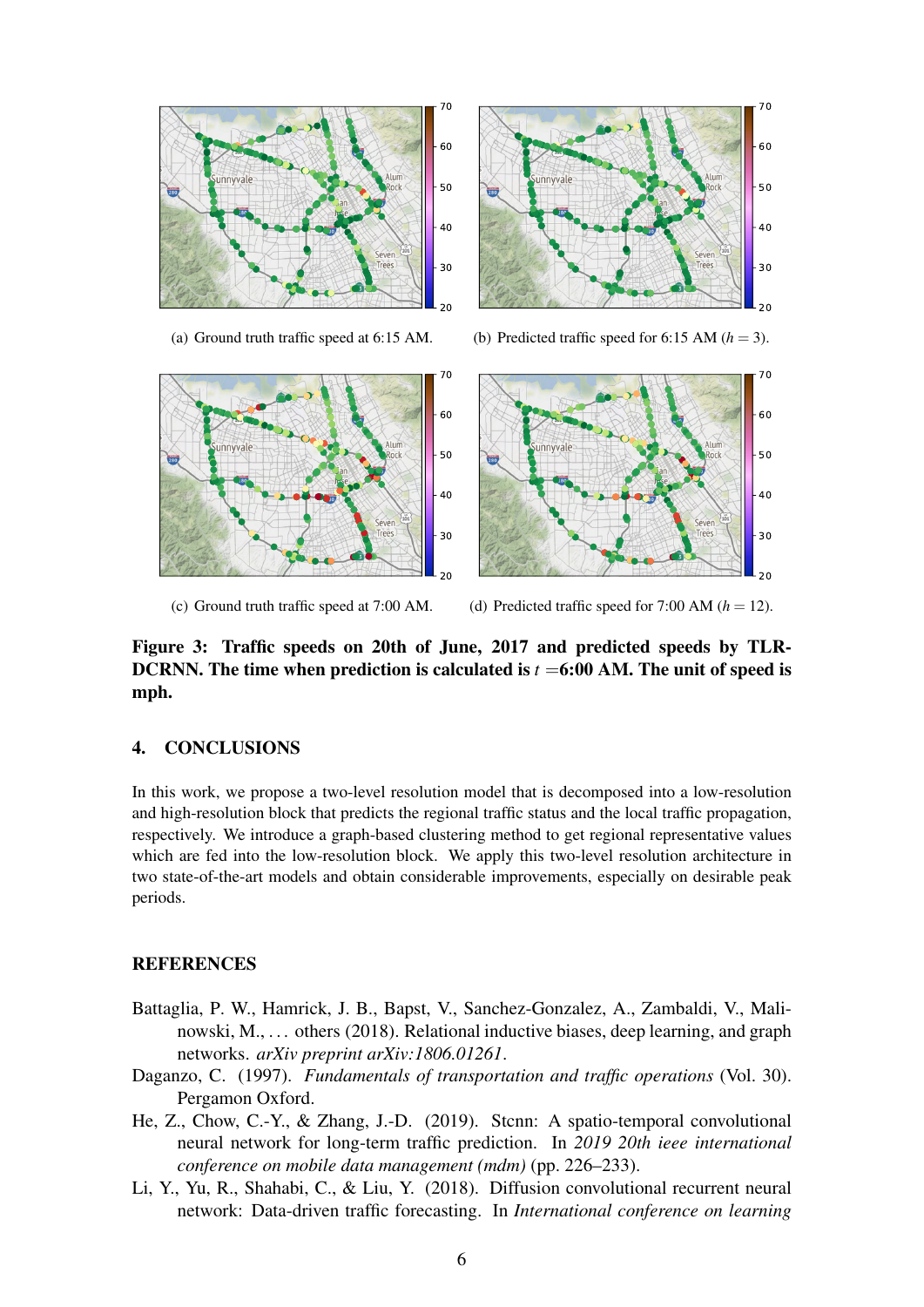(a) Ground truth traffic speed at 6:15 AM.

(b) Predicted traffic speed for 6:15 AM ($h = 3$).

(c) Ground truth traffic speed at 7:00 AM.

(d) Predicted traffic speed for 7:00 AM ($h = 12$).

**Figure 3: Traffic speeds on 20th of June, 2017 and predicted speeds by TLR-DCRNN. The time when prediction is calculated is $t$ =6:00 AM. The unit of speed is mph.**

## 4. CONCLUSIONS

In this work, we propose a two-level resolution model that is decomposed into a low-resolution and high-resolution block that predicts the regional traffic status and the local traffic propagation, respectively. We introduce a graph-based clustering method to get regional representative values which are fed into the low-resolution block. We apply this two-level resolution architecture in two state-of-the-art models and obtain considerable improvements, especially on desirable peak periods.

## REFERENCES

Battaglia, P. W., Hamrick, J. B., Bapst, V., Sanchez-Gonzalez, A., Zambaldi, V., Malinowski, M., ... others (2018). Relational inductive biases, deep learning, and graph networks. *arXiv preprint arXiv:1806.01261*.

Daganzo, C. (1997). *Fundamentals of transportation and traffic operations* (Vol. 30). Pergamon Oxford.

He, Z., Chow, C.-Y., & Zhang, J.-D. (2019). Stcnn: A spatio-temporal convolutional neural network for long-term traffic prediction. In *2019 20th ieee international conference on mobile data management (mdm)* (pp. 226–233).

Li, Y., Yu, R., Shahabi, C., & Liu, Y. (2018). Diffusion convolutional recurrent neural network: Data-driven traffic forecasting. In *International conference on learning*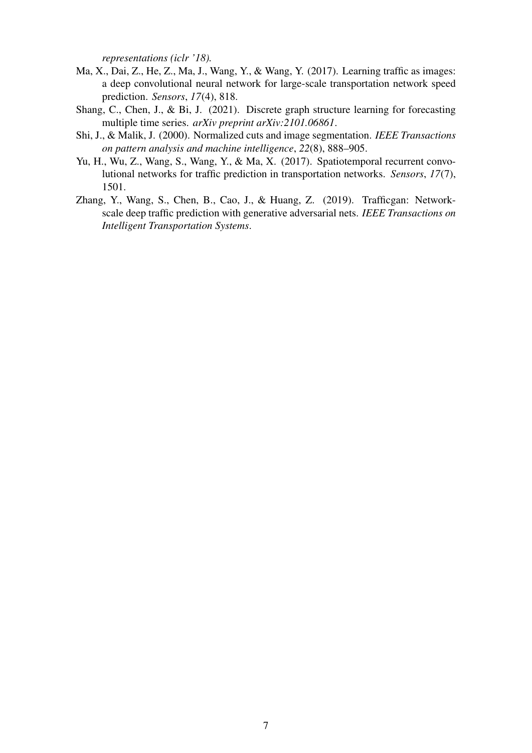*representations (iclr '18).*

Ma, X., Dai, Z., He, Z., Ma, J., Wang, Y., & Wang, Y. (2017). Learning traffic as images: a deep convolutional neural network for large-scale transportation network speed prediction. *Sensors*, *17*(4), 818.

Shang, C., Chen, J., & Bi, J. (2021). Discrete graph structure learning for forecasting multiple time series. *arXiv preprint arXiv:2101.06861*.

Shi, J., & Malik, J. (2000). Normalized cuts and image segmentation. *IEEE Transactions on pattern analysis and machine intelligence*, *22*(8), 888–905.

Yu, H., Wu, Z., Wang, S., Wang, Y., & Ma, X. (2017). Spatiotemporal recurrent convolutional networks for traffic prediction in transportation networks. *Sensors*, *17*(7), 1501.

Zhang, Y., Wang, S., Chen, B., Cao, J., & Huang, Z. (2019). Trafficgan: Network-scale deep traffic prediction with generative adversarial nets. *IEEE Transactions on Intelligent Transportation Systems*.